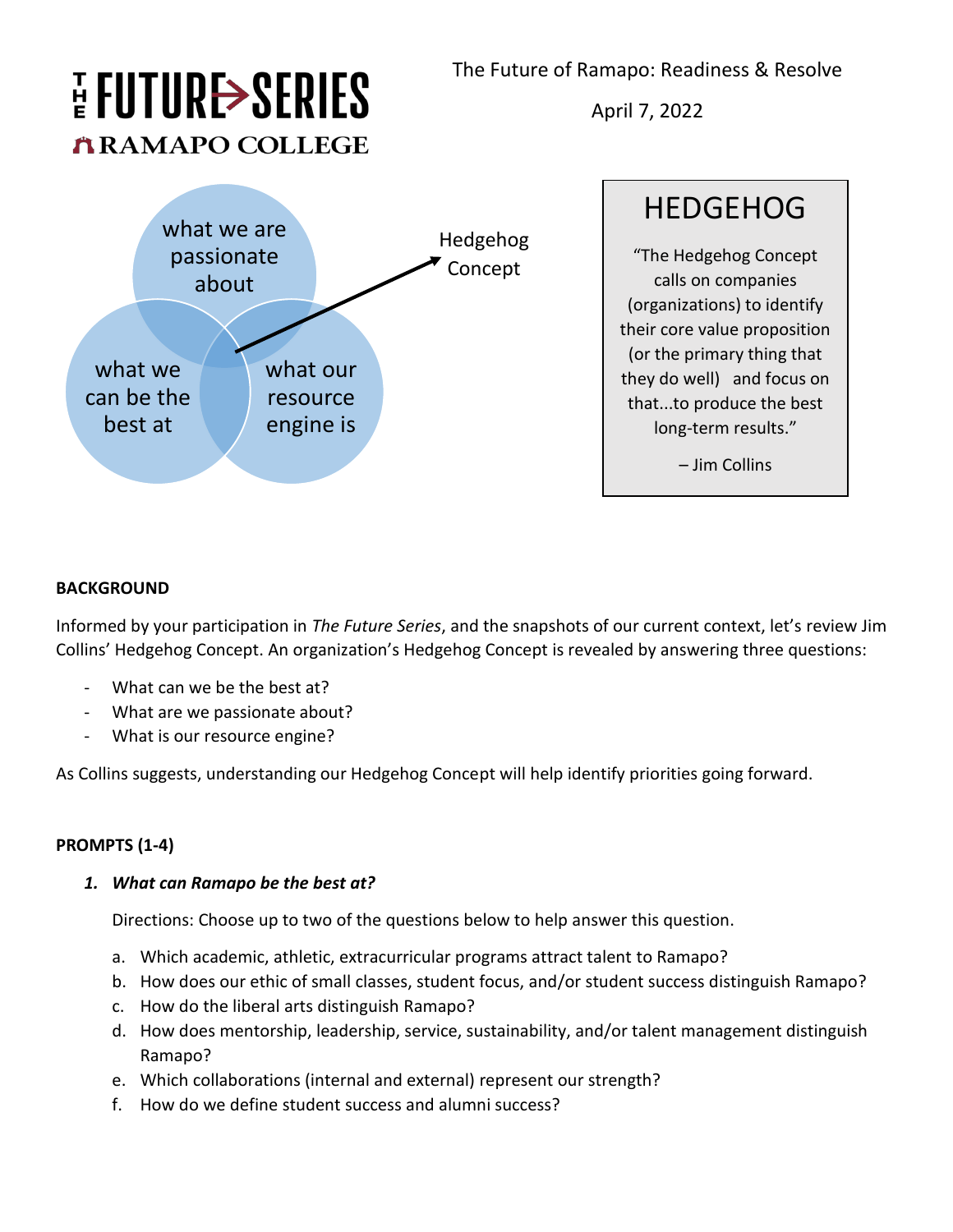THE FUTURE SERIES

RAMAPO COLLEGE

The Future of Ramapo: Readiness & Resolve

April 7, 2022

what we are passionate about

what we can be the best at

what our resource engine is

Hedgehog Concept

## HEDGEHOG

"The Hedgehog Concept calls on companies (organizations) to identify their core value proposition (or the primary thing that they do well) and focus on that...to produce the best long-term results."

– Jim Collins

**BACKGROUND**

Informed by your participation in *The Future Series*, and the snapshots of our current context, let's review Jim Collins' Hedgehog Concept. An organization's Hedgehog Concept is revealed by answering three questions:

- What can we be the best at?
- What are we passionate about?
- What is our resource engine?

As Collins suggests, understanding our Hedgehog Concept will help identify priorities going forward.

**PROMPTS (1-4)**

1. ***What can Ramapo be the best at?***

   Directions: Choose up to two of the questions below to help answer this question.

   a. Which academic, athletic, extracurricular programs attract talent to Ramapo?
   b. How does our ethic of small classes, student focus, and/or student success distinguish Ramapo?
   c. How do the liberal arts distinguish Ramapo?
   d. How does mentorship, leadership, service, sustainability, and/or talent management distinguish Ramapo?
   e. Which collaborations (internal and external) represent our strength?
   f. How do we define student success and alumni success?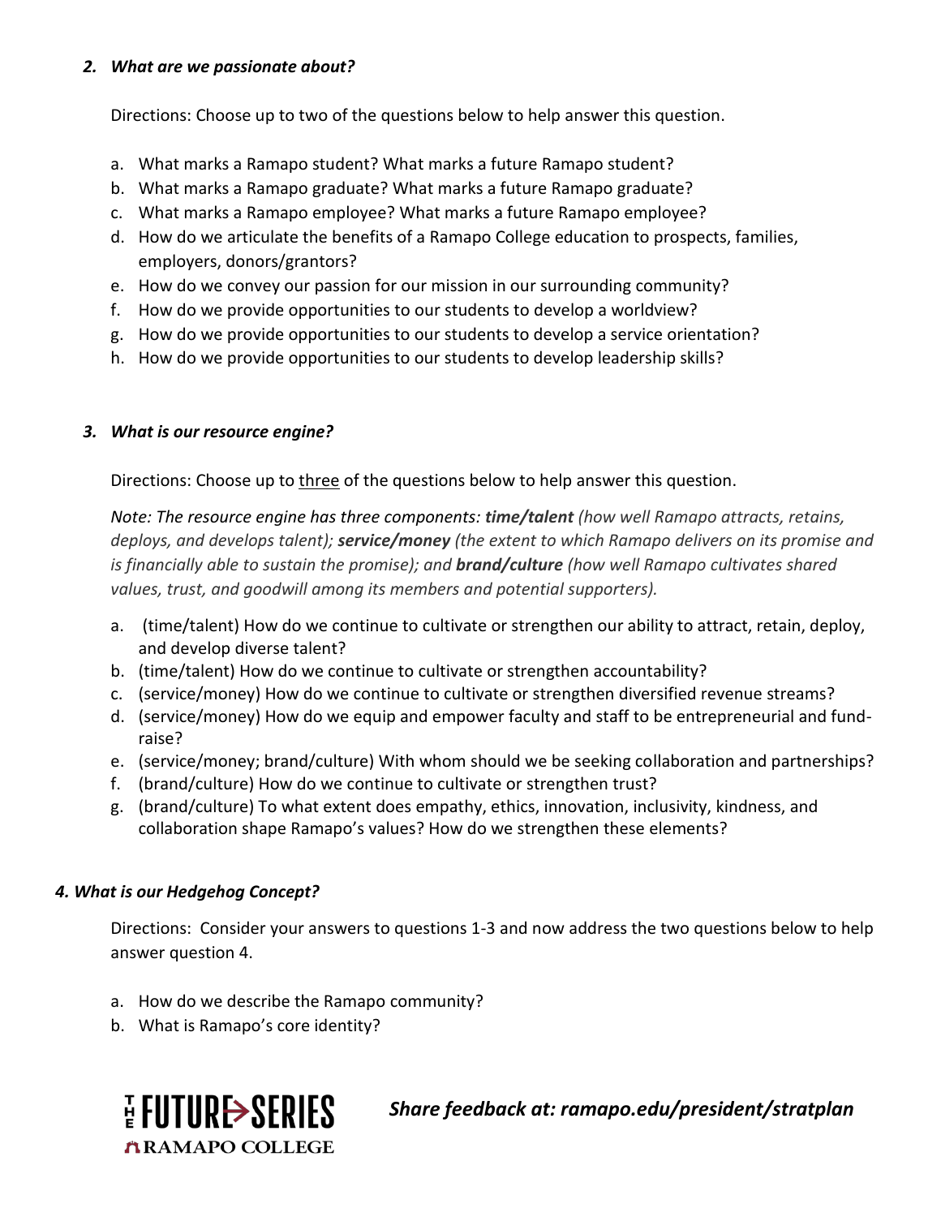### *2. What are we passionate about?*

Directions: Choose up to two of the questions below to help answer this question.

a. What marks a Ramapo student? What marks a future Ramapo student?
b. What marks a Ramapo graduate? What marks a future Ramapo graduate?
c. What marks a Ramapo employee? What marks a future Ramapo employee?
d. How do we articulate the benefits of a Ramapo College education to prospects, families, employers, donors/grantors?
e. How do we convey our passion for our mission in our surrounding community?
f. How do we provide opportunities to our students to develop a worldview?
g. How do we provide opportunities to our students to develop a service orientation?
h. How do we provide opportunities to our students to develop leadership skills?

### *3. What is our resource engine?*

Directions: Choose up to three of the questions below to help answer this question.

*Note: The resource engine has three components: **time/talent** (how well Ramapo attracts, retains, deploys, and develops talent); **service/money** (the extent to which Ramapo delivers on its promise and is financially able to sustain the promise); and **brand/culture** (how well Ramapo cultivates shared values, trust, and goodwill among its members and potential supporters).*

a. (time/talent) How do we continue to cultivate or strengthen our ability to attract, retain, deploy, and develop diverse talent?
b. (time/talent) How do we continue to cultivate or strengthen accountability?
c. (service/money) How do we continue to cultivate or strengthen diversified revenue streams?
d. (service/money) How do we equip and empower faculty and staff to be entrepreneurial and fund-raise?
e. (service/money; brand/culture) With whom should we be seeking collaboration and partnerships?
f. (brand/culture) How do we continue to cultivate or strengthen trust?
g. (brand/culture) To what extent does empathy, ethics, innovation, inclusivity, kindness, and collaboration shape Ramapo's values? How do we strengthen these elements?

### *4. What is our Hedgehog Concept?*

Directions: Consider your answers to questions 1-3 and now address the two questions below to help answer question 4.

a. How do we describe the Ramapo community?
b. What is Ramapo's core identity?

THE FUTURE SERIES
RAMAPO COLLEGE

***Share feedback at: ramapo.edu/president/stratplan***